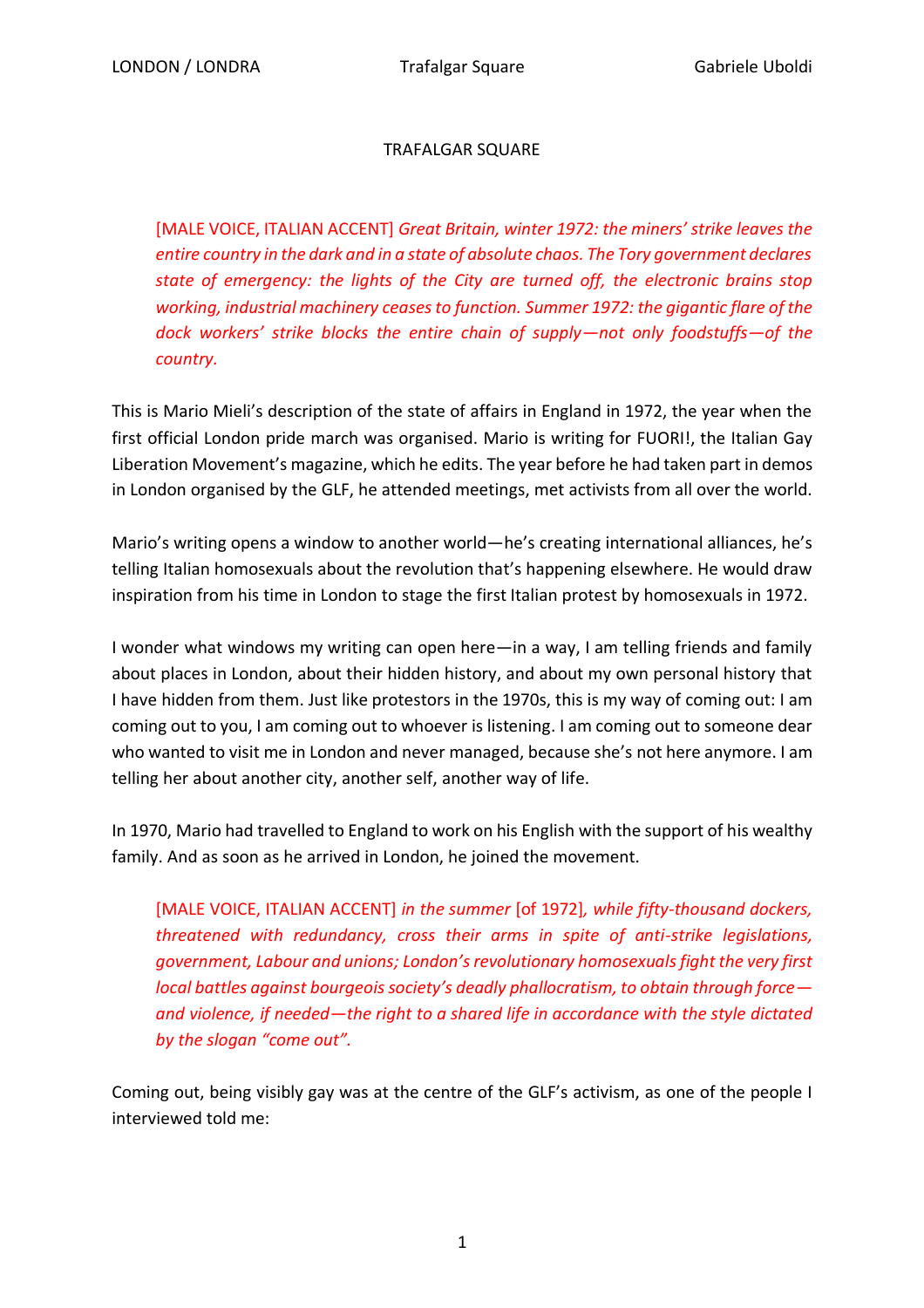# TRAFALGAR SQUARE

> [MALE VOICE, ITALIAN ACCENT] *Great Britain, winter 1972: the miners' strike leaves the entire country in the dark and in a state of absolute chaos. The Tory government declares state of emergency: the lights of the City are turned off, the electronic brains stop working, industrial machinery ceases to function. Summer 1972: the gigantic flare of the dock workers' strike blocks the entire chain of supply—not only foodstuffs—of the country.*

This is Mario Mieli's description of the state of affairs in England in 1972, the year when the first official London pride march was organised. Mario is writing for FUORI!, the Italian Gay Liberation Movement's magazine, which he edits. The year before he had taken part in demos in London organised by the GLF, he attended meetings, met activists from all over the world.

Mario's writing opens a window to another world—he's creating international alliances, he's telling Italian homosexuals about the revolution that's happening elsewhere. He would draw inspiration from his time in London to stage the first Italian protest by homosexuals in 1972.

I wonder what windows my writing can open here—in a way, I am telling friends and family about places in London, about their hidden history, and about my own personal history that I have hidden from them. Just like protestors in the 1970s, this is my way of coming out: I am coming out to you, I am coming out to whoever is listening. I am coming out to someone dear who wanted to visit me in London and never managed, because she's not here anymore. I am telling her about another city, another self, another way of life.

In 1970, Mario had travelled to England to work on his English with the support of his wealthy family. And as soon as he arrived in London, he joined the movement.

> [MALE VOICE, ITALIAN ACCENT] *in the summer* [of 1972]*, while fifty-thousand dockers, threatened with redundancy, cross their arms in spite of anti-strike legislations, government, Labour and unions; London's revolutionary homosexuals fight the very first local battles against bourgeois society's deadly phallocratism, to obtain through force—and violence, if needed—the right to a shared life in accordance with the style dictated by the slogan "come out".*

Coming out, being visibly gay was at the centre of the GLF's activism, as one of the people I interviewed told me: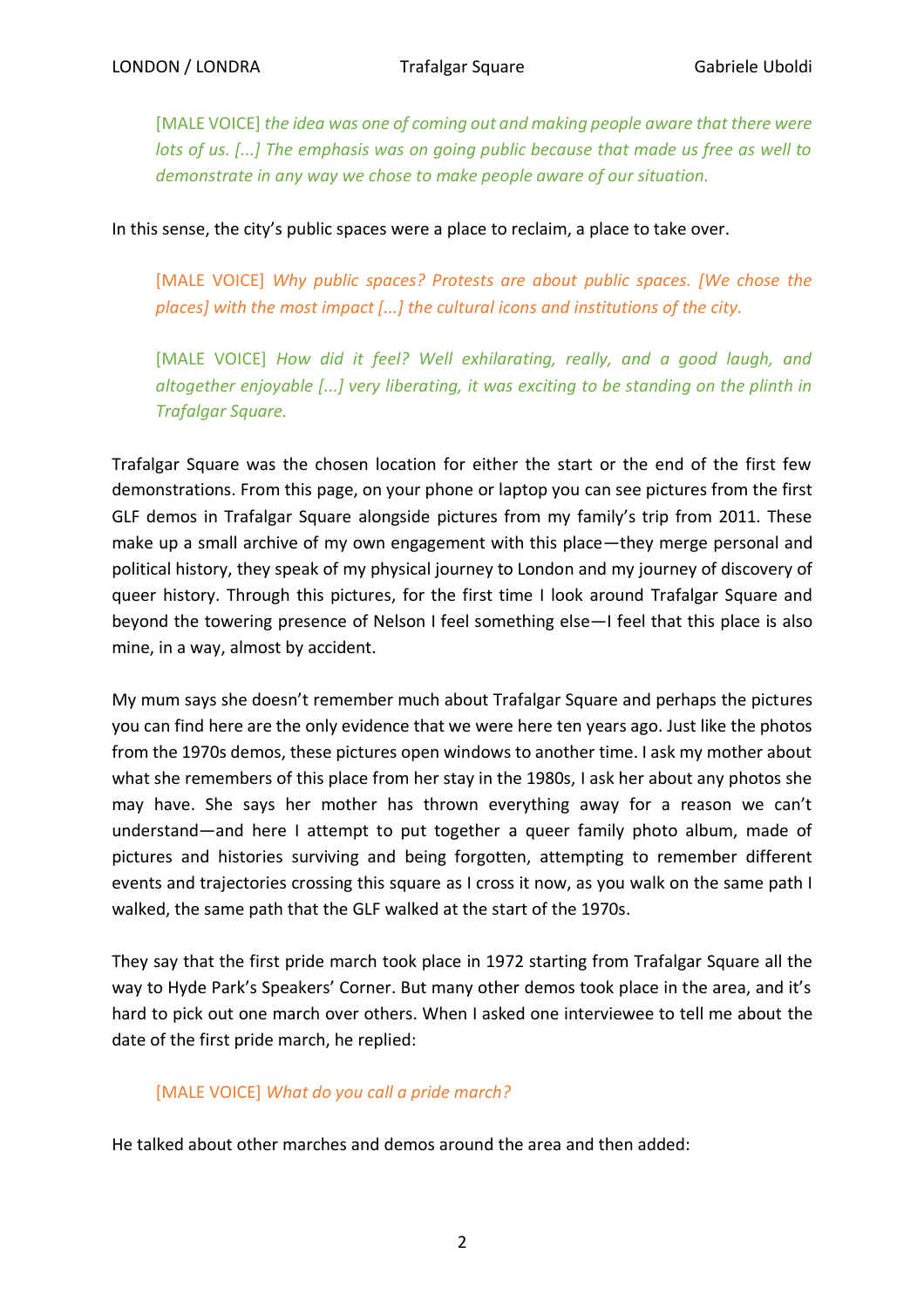[MALE VOICE] *the idea was one of coming out and making people aware that there were lots of us. [...] The emphasis was on going public because that made us free as well to demonstrate in any way we chose to make people aware of our situation.*

In this sense, the city's public spaces were a place to reclaim, a place to take over.

[MALE VOICE] *Why public spaces? Protests are about public spaces. [We chose the places] with the most impact [...] the cultural icons and institutions of the city.*

[MALE VOICE] *How did it feel? Well exhilarating, really, and a good laugh, and altogether enjoyable [...] very liberating, it was exciting to be standing on the plinth in Trafalgar Square.*

Trafalgar Square was the chosen location for either the start or the end of the first few demonstrations. From this page, on your phone or laptop you can see pictures from the first GLF demos in Trafalgar Square alongside pictures from my family's trip from 2011. These make up a small archive of my own engagement with this place—they merge personal and political history, they speak of my physical journey to London and my journey of discovery of queer history. Through this pictures, for the first time I look around Trafalgar Square and beyond the towering presence of Nelson I feel something else—I feel that this place is also mine, in a way, almost by accident.

My mum says she doesn't remember much about Trafalgar Square and perhaps the pictures you can find here are the only evidence that we were here ten years ago. Just like the photos from the 1970s demos, these pictures open windows to another time. I ask my mother about what she remembers of this place from her stay in the 1980s, I ask her about any photos she may have. She says her mother has thrown everything away for a reason we can't understand—and here I attempt to put together a queer family photo album, made of pictures and histories surviving and being forgotten, attempting to remember different events and trajectories crossing this square as I cross it now, as you walk on the same path I walked, the same path that the GLF walked at the start of the 1970s.

They say that the first pride march took place in 1972 starting from Trafalgar Square all the way to Hyde Park's Speakers' Corner. But many other demos took place in the area, and it's hard to pick out one march over others. When I asked one interviewee to tell me about the date of the first pride march, he replied:

[MALE VOICE] *What do you call a pride march?*

He talked about other marches and demos around the area and then added: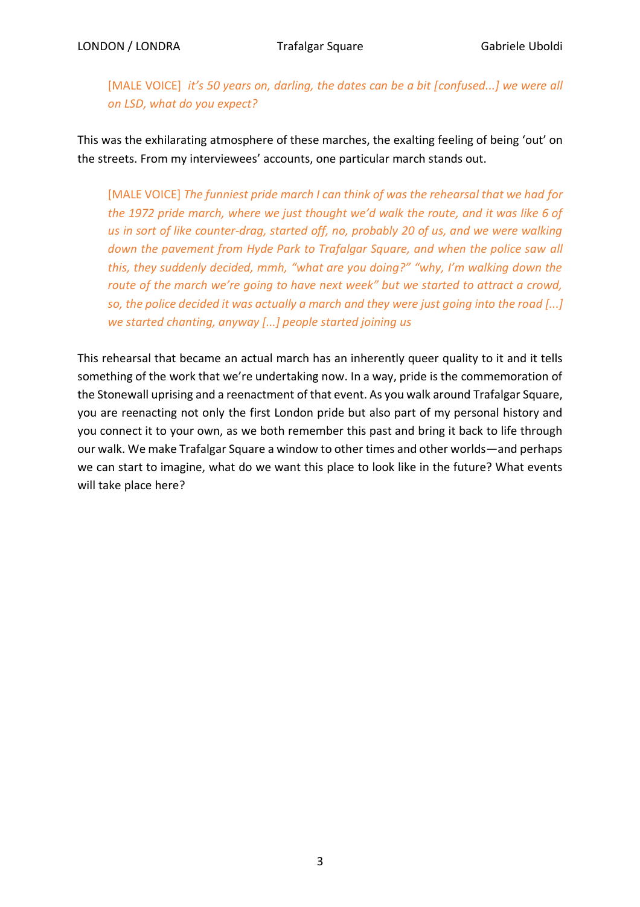[MALE VOICE] *it's 50 years on, darling, the dates can be a bit [confused...] we were all on LSD, what do you expect?*

This was the exhilarating atmosphere of these marches, the exalting feeling of being 'out' on the streets. From my interviewees' accounts, one particular march stands out.

[MALE VOICE] *The funniest pride march I can think of was the rehearsal that we had for the 1972 pride march, where we just thought we'd walk the route, and it was like 6 of us in sort of like counter-drag, started off, no, probably 20 of us, and we were walking down the pavement from Hyde Park to Trafalgar Square, and when the police saw all this, they suddenly decided, mmh, "what are you doing?" "why, I'm walking down the route of the march we're going to have next week" but we started to attract a crowd, so, the police decided it was actually a march and they were just going into the road [...] we started chanting, anyway [...] people started joining us*

This rehearsal that became an actual march has an inherently queer quality to it and it tells something of the work that we're undertaking now. In a way, pride is the commemoration of the Stonewall uprising and a reenactment of that event. As you walk around Trafalgar Square, you are reenacting not only the first London pride but also part of my personal history and you connect it to your own, as we both remember this past and bring it back to life through our walk. We make Trafalgar Square a window to other times and other worlds—and perhaps we can start to imagine, what do we want this place to look like in the future? What events will take place here?